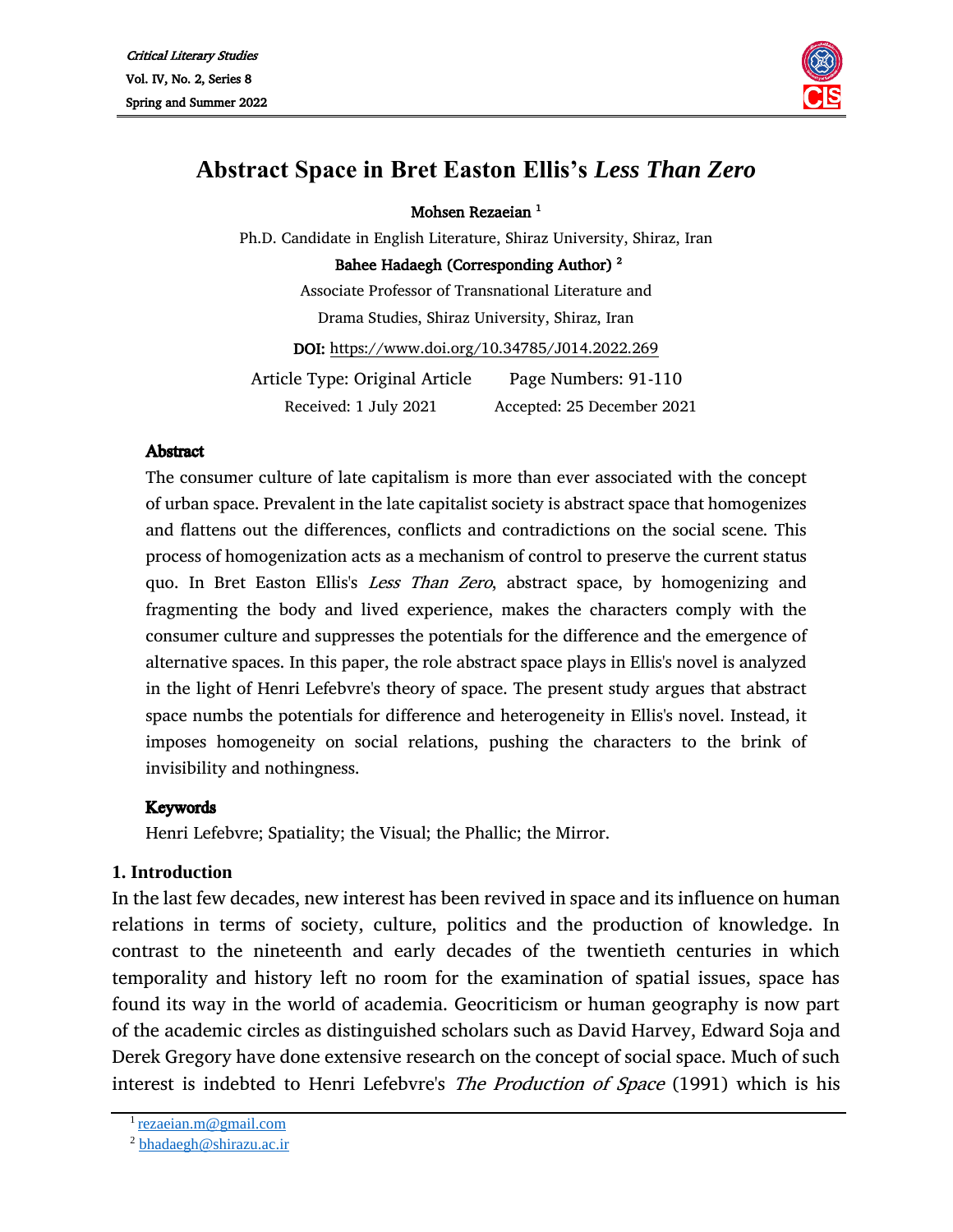# Abstract Space in Bret Easton Ellis's *Less Than Zero*

**Mohsen Rezaeian** [1]

Ph.D. Candidate in English Literature, Shiraz University, Shiraz, Iran

**Bahee Hadaegh (Corresponding Author)** [2]

Associate Professor of Transnational Literature and Drama Studies, Shiraz University, Shiraz, Iran

**DOI:** https://www.doi.org/10.34785/J014.2022.269

Article Type: Original Article Page Numbers: 91-110

Received: 1 July 2021 Accepted: 25 December 2021

## Abstract

The consumer culture of late capitalism is more than ever associated with the concept of urban space. Prevalent in the late capitalist society is abstract space that homogenizes and flattens out the differences, conflicts and contradictions on the social scene. This process of homogenization acts as a mechanism of control to preserve the current status quo. In Bret Easton Ellis's *Less Than Zero*, abstract space, by homogenizing and fragmenting the body and lived experience, makes the characters comply with the consumer culture and suppresses the potentials for the difference and the emergence of alternative spaces. In this paper, the role abstract space plays in Ellis's novel is analyzed in the light of Henri Lefebvre's theory of space. The present study argues that abstract space numbs the potentials for difference and heterogeneity in Ellis's novel. Instead, it imposes homogeneity on social relations, pushing the characters to the brink of invisibility and nothingness.

## Keywords

Henri Lefebvre; Spatiality; the Visual; the Phallic; the Mirror.

## 1. Introduction

In the last few decades, new interest has been revived in space and its influence on human relations in terms of society, culture, politics and the production of knowledge. In contrast to the nineteenth and early decades of the twentieth centuries in which temporality and history left no room for the examination of spatial issues, space has found its way in the world of academia. Geocriticism or human geography is now part of the academic circles as distinguished scholars such as David Harvey, Edward Soja and Derek Gregory have done extensive research on the concept of social space. Much of such interest is indebted to Henri Lefebvre's *The Production of Space* (1991) which is his

---

[1] rezaeian.m@gmail.com

[2] bhadaegh@shirazu.ac.ir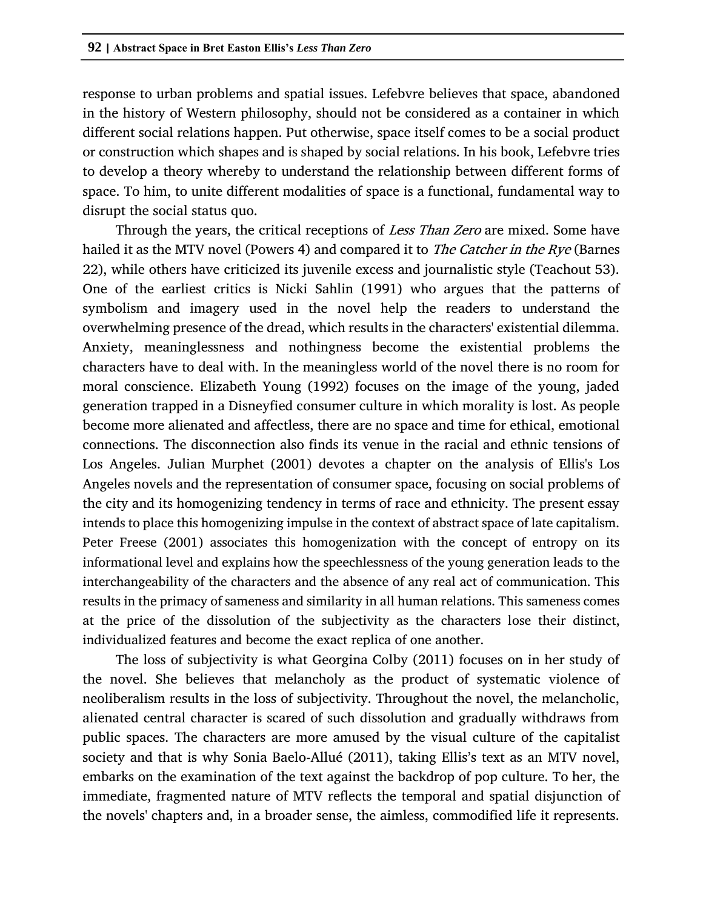response to urban problems and spatial issues. Lefebvre believes that space, abandoned in the history of Western philosophy, should not be considered as a container in which different social relations happen. Put otherwise, space itself comes to be a social product or construction which shapes and is shaped by social relations. In his book, Lefebvre tries to develop a theory whereby to understand the relationship between different forms of space. To him, to unite different modalities of space is a functional, fundamental way to disrupt the social status quo.

Through the years, the critical receptions of *Less Than Zero* are mixed. Some have hailed it as the MTV novel (Powers 4) and compared it to *The Catcher in the Rye* (Barnes 22), while others have criticized its juvenile excess and journalistic style (Teachout 53). One of the earliest critics is Nicki Sahlin (1991) who argues that the patterns of symbolism and imagery used in the novel help the readers to understand the overwhelming presence of the dread, which results in the characters' existential dilemma. Anxiety, meaninglessness and nothingness become the existential problems the characters have to deal with. In the meaningless world of the novel there is no room for moral conscience. Elizabeth Young (1992) focuses on the image of the young, jaded generation trapped in a Disneyfied consumer culture in which morality is lost. As people become more alienated and affectless, there are no space and time for ethical, emotional connections. The disconnection also finds its venue in the racial and ethnic tensions of Los Angeles. Julian Murphet (2001) devotes a chapter on the analysis of Ellis's Los Angeles novels and the representation of consumer space, focusing on social problems of the city and its homogenizing tendency in terms of race and ethnicity. The present essay intends to place this homogenizing impulse in the context of abstract space of late capitalism. Peter Freese (2001) associates this homogenization with the concept of entropy on its informational level and explains how the speechlessness of the young generation leads to the interchangeability of the characters and the absence of any real act of communication. This results in the primacy of sameness and similarity in all human relations. This sameness comes at the price of the dissolution of the subjectivity as the characters lose their distinct, individualized features and become the exact replica of one another.

The loss of subjectivity is what Georgina Colby (2011) focuses on in her study of the novel. She believes that melancholy as the product of systematic violence of neoliberalism results in the loss of subjectivity. Throughout the novel, the melancholic, alienated central character is scared of such dissolution and gradually withdraws from public spaces. The characters are more amused by the visual culture of the capitalist society and that is why Sonia Baelo-Allué (2011), taking Ellis's text as an MTV novel, embarks on the examination of the text against the backdrop of pop culture. To her, the immediate, fragmented nature of MTV reflects the temporal and spatial disjunction of the novels' chapters and, in a broader sense, the aimless, commodified life it represents.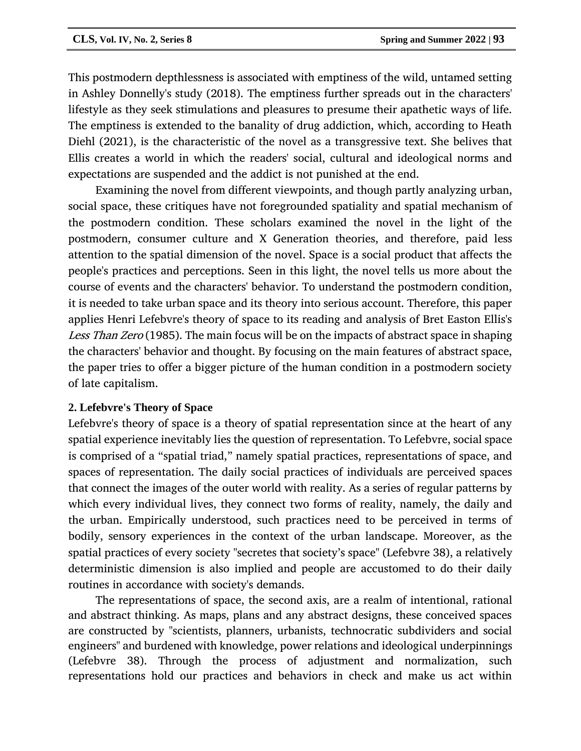This postmodern depthlessness is associated with emptiness of the wild, untamed setting in Ashley Donnelly's study (2018). The emptiness further spreads out in the characters' lifestyle as they seek stimulations and pleasures to presume their apathetic ways of life. The emptiness is extended to the banality of drug addiction, which, according to Heath Diehl (2021), is the characteristic of the novel as a transgressive text. She belives that Ellis creates a world in which the readers' social, cultural and ideological norms and expectations are suspended and the addict is not punished at the end.

Examining the novel from different viewpoints, and though partly analyzing urban, social space, these critiques have not foregrounded spatiality and spatial mechanism of the postmodern condition. These scholars examined the novel in the light of the postmodern, consumer culture and X Generation theories, and therefore, paid less attention to the spatial dimension of the novel. Space is a social product that affects the people's practices and perceptions. Seen in this light, the novel tells us more about the course of events and the characters' behavior. To understand the postmodern condition, it is needed to take urban space and its theory into serious account. Therefore, this paper applies Henri Lefebvre's theory of space to its reading and analysis of Bret Easton Ellis's *Less Than Zero* (1985). The main focus will be on the impacts of abstract space in shaping the characters' behavior and thought. By focusing on the main features of abstract space, the paper tries to offer a bigger picture of the human condition in a postmodern society of late capitalism.

## 2. Lefebvre's Theory of Space

Lefebvre's theory of space is a theory of spatial representation since at the heart of any spatial experience inevitably lies the question of representation. To Lefebvre, social space is comprised of a “spatial triad,” namely spatial practices, representations of space, and spaces of representation. The daily social practices of individuals are perceived spaces that connect the images of the outer world with reality. As a series of regular patterns by which every individual lives, they connect two forms of reality, namely, the daily and the urban. Empirically understood, such practices need to be perceived in terms of bodily, sensory experiences in the context of the urban landscape. Moreover, as the spatial practices of every society "secretes that society’s space" (Lefebvre 38), a relatively deterministic dimension is also implied and people are accustomed to do their daily routines in accordance with society's demands.

The representations of space, the second axis, are a realm of intentional, rational and abstract thinking. As maps, plans and any abstract designs, these conceived spaces are constructed by "scientists, planners, urbanists, technocratic subdividers and social engineers" and burdened with knowledge, power relations and ideological underpinnings (Lefebvre 38). Through the process of adjustment and normalization, such representations hold our practices and behaviors in check and make us act within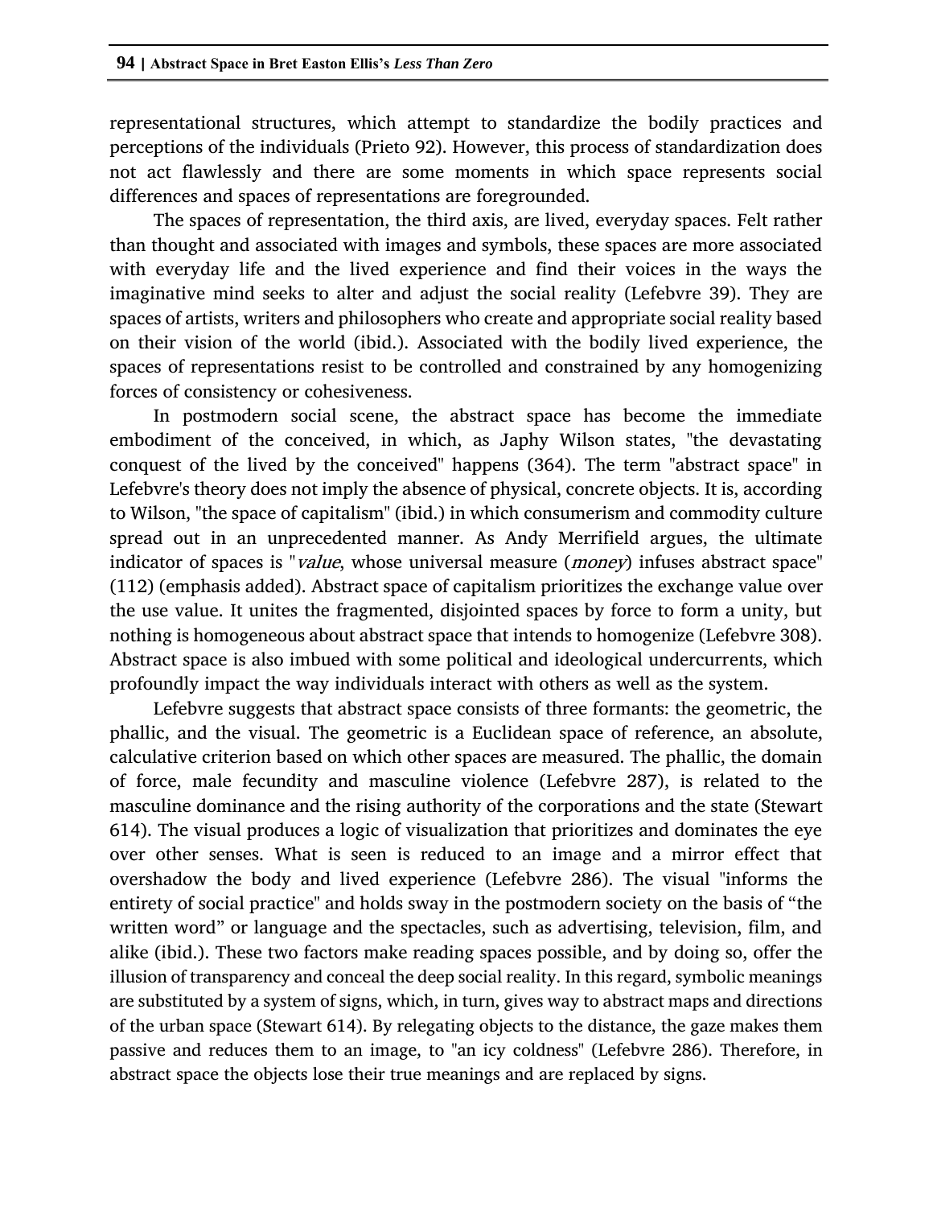representational structures, which attempt to standardize the bodily practices and perceptions of the individuals (Prieto 92). However, this process of standardization does not act flawlessly and there are some moments in which space represents social differences and spaces of representations are foregrounded.

The spaces of representation, the third axis, are lived, everyday spaces. Felt rather than thought and associated with images and symbols, these spaces are more associated with everyday life and the lived experience and find their voices in the ways the imaginative mind seeks to alter and adjust the social reality (Lefebvre 39). They are spaces of artists, writers and philosophers who create and appropriate social reality based on their vision of the world (ibid.). Associated with the bodily lived experience, the spaces of representations resist to be controlled and constrained by any homogenizing forces of consistency or cohesiveness.

In postmodern social scene, the abstract space has become the immediate embodiment of the conceived, in which, as Japhy Wilson states, "the devastating conquest of the lived by the conceived" happens (364). The term "abstract space" in Lefebvre's theory does not imply the absence of physical, concrete objects. It is, according to Wilson, "the space of capitalism" (ibid.) in which consumerism and commodity culture spread out in an unprecedented manner. As Andy Merrifield argues, the ultimate indicator of spaces is "*value*, whose universal measure (*money*) infuses abstract space" (112) (emphasis added). Abstract space of capitalism prioritizes the exchange value over the use value. It unites the fragmented, disjointed spaces by force to form a unity, but nothing is homogeneous about abstract space that intends to homogenize (Lefebvre 308). Abstract space is also imbued with some political and ideological undercurrents, which profoundly impact the way individuals interact with others as well as the system.

Lefebvre suggests that abstract space consists of three formants: the geometric, the phallic, and the visual. The geometric is a Euclidean space of reference, an absolute, calculative criterion based on which other spaces are measured. The phallic, the domain of force, male fecundity and masculine violence (Lefebvre 287), is related to the masculine dominance and the rising authority of the corporations and the state (Stewart 614). The visual produces a logic of visualization that prioritizes and dominates the eye over other senses. What is seen is reduced to an image and a mirror effect that overshadow the body and lived experience (Lefebvre 286). The visual "informs the entirety of social practice" and holds sway in the postmodern society on the basis of "the written word" or language and the spectacles, such as advertising, television, film, and alike (ibid.). These two factors make reading spaces possible, and by doing so, offer the illusion of transparency and conceal the deep social reality. In this regard, symbolic meanings are substituted by a system of signs, which, in turn, gives way to abstract maps and directions of the urban space (Stewart 614). By relegating objects to the distance, the gaze makes them passive and reduces them to an image, to "an icy coldness" (Lefebvre 286). Therefore, in abstract space the objects lose their true meanings and are replaced by signs.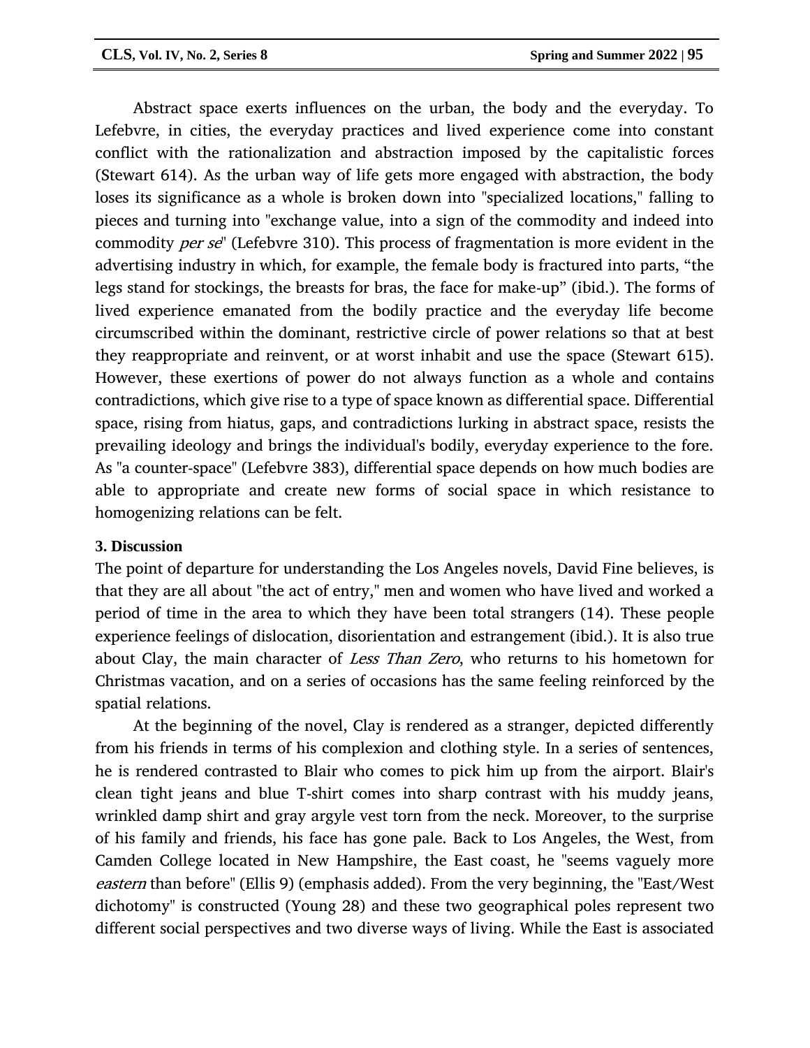Abstract space exerts influences on the urban, the body and the everyday. To Lefebvre, in cities, the everyday practices and lived experience come into constant conflict with the rationalization and abstraction imposed by the capitalistic forces (Stewart 614). As the urban way of life gets more engaged with abstraction, the body loses its significance as a whole is broken down into "specialized locations," falling to pieces and turning into "exchange value, into a sign of the commodity and indeed into commodity *per se*" (Lefebvre 310). This process of fragmentation is more evident in the advertising industry in which, for example, the female body is fractured into parts, “the legs stand for stockings, the breasts for bras, the face for make-up” (ibid.). The forms of lived experience emanated from the bodily practice and the everyday life become circumscribed within the dominant, restrictive circle of power relations so that at best they reappropriate and reinvent, or at worst inhabit and use the space (Stewart 615). However, these exertions of power do not always function as a whole and contains contradictions, which give rise to a type of space known as differential space. Differential space, rising from hiatus, gaps, and contradictions lurking in abstract space, resists the prevailing ideology and brings the individual's bodily, everyday experience to the fore. As "a counter-space" (Lefebvre 383), differential space depends on how much bodies are able to appropriate and create new forms of social space in which resistance to homogenizing relations can be felt.

### 3. Discussion

The point of departure for understanding the Los Angeles novels, David Fine believes, is that they are all about "the act of entry," men and women who have lived and worked a period of time in the area to which they have been total strangers (14). These people experience feelings of dislocation, disorientation and estrangement (ibid.). It is also true about Clay, the main character of *Less Than Zero*, who returns to his hometown for Christmas vacation, and on a series of occasions has the same feeling reinforced by the spatial relations.

At the beginning of the novel, Clay is rendered as a stranger, depicted differently from his friends in terms of his complexion and clothing style. In a series of sentences, he is rendered contrasted to Blair who comes to pick him up from the airport. Blair's clean tight jeans and blue T-shirt comes into sharp contrast with his muddy jeans, wrinkled damp shirt and gray argyle vest torn from the neck. Moreover, to the surprise of his family and friends, his face has gone pale. Back to Los Angeles, the West, from Camden College located in New Hampshire, the East coast, he "seems vaguely more *eastern* than before" (Ellis 9) (emphasis added). From the very beginning, the "East/West dichotomy" is constructed (Young 28) and these two geographical poles represent two different social perspectives and two diverse ways of living. While the East is associated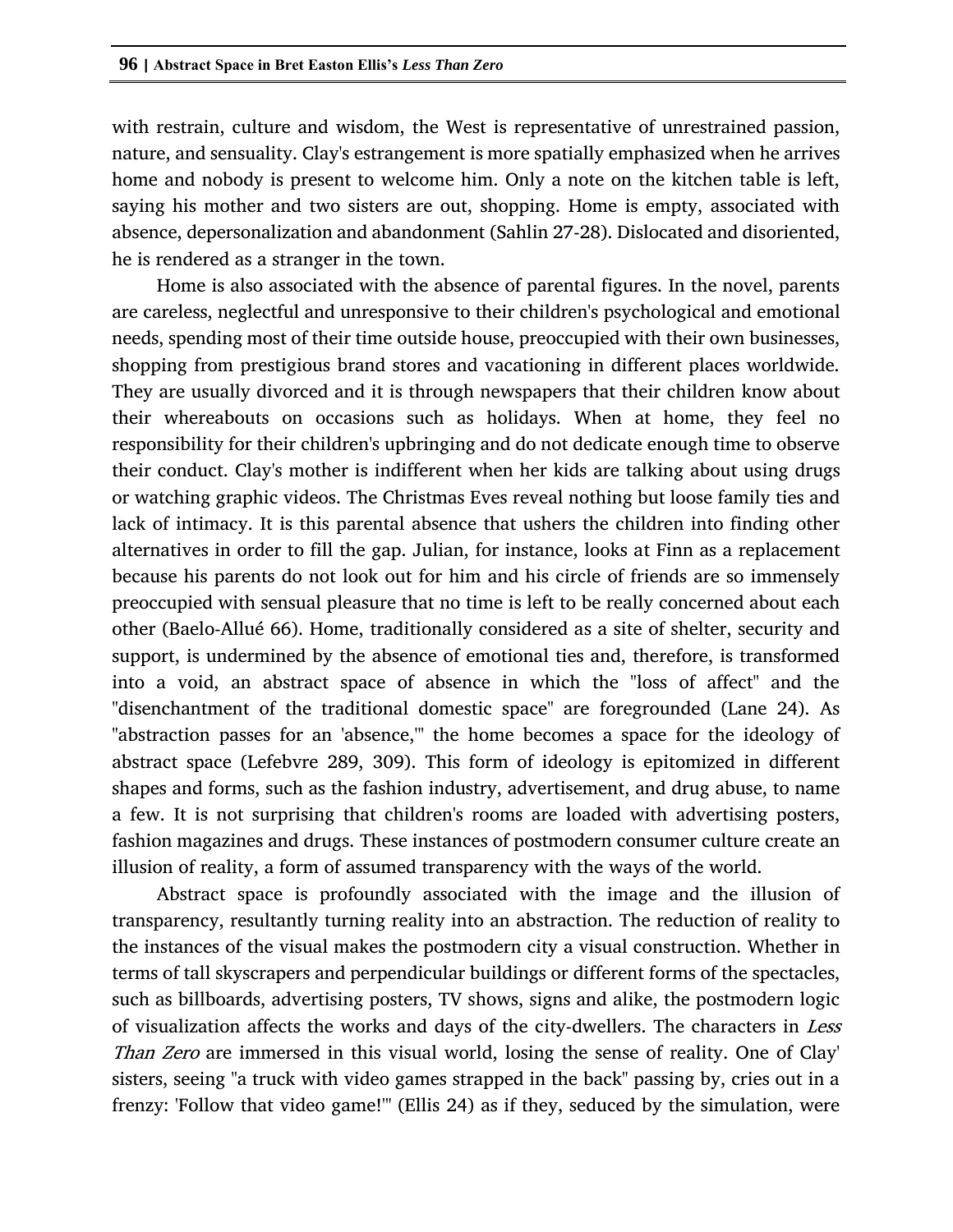with restrain, culture and wisdom, the West is representative of unrestrained passion, nature, and sensuality. Clay's estrangement is more spatially emphasized when he arrives home and nobody is present to welcome him. Only a note on the kitchen table is left, saying his mother and two sisters are out, shopping. Home is empty, associated with absence, depersonalization and abandonment (Sahlin 27-28). Dislocated and disoriented, he is rendered as a stranger in the town.

Home is also associated with the absence of parental figures. In the novel, parents are careless, neglectful and unresponsive to their children's psychological and emotional needs, spending most of their time outside house, preoccupied with their own businesses, shopping from prestigious brand stores and vacationing in different places worldwide. They are usually divorced and it is through newspapers that their children know about their whereabouts on occasions such as holidays. When at home, they feel no responsibility for their children's upbringing and do not dedicate enough time to observe their conduct. Clay's mother is indifferent when her kids are talking about using drugs or watching graphic videos. The Christmas Eves reveal nothing but loose family ties and lack of intimacy. It is this parental absence that ushers the children into finding other alternatives in order to fill the gap. Julian, for instance, looks at Finn as a replacement because his parents do not look out for him and his circle of friends are so immensely preoccupied with sensual pleasure that no time is left to be really concerned about each other (Baelo-Allué 66). Home, traditionally considered as a site of shelter, security and support, is undermined by the absence of emotional ties and, therefore, is transformed into a void, an abstract space of absence in which the "loss of affect" and the "disenchantment of the traditional domestic space" are foregrounded (Lane 24). As "abstraction passes for an 'absence,'" the home becomes a space for the ideology of abstract space (Lefebvre 289, 309). This form of ideology is epitomized in different shapes and forms, such as the fashion industry, advertisement, and drug abuse, to name a few. It is not surprising that children's rooms are loaded with advertising posters, fashion magazines and drugs. These instances of postmodern consumer culture create an illusion of reality, a form of assumed transparency with the ways of the world.

Abstract space is profoundly associated with the image and the illusion of transparency, resultantly turning reality into an abstraction. The reduction of reality to the instances of the visual makes the postmodern city a visual construction. Whether in terms of tall skyscrapers and perpendicular buildings or different forms of the spectacles, such as billboards, advertising posters, TV shows, signs and alike, the postmodern logic of visualization affects the works and days of the city-dwellers. The characters in *Less Than Zero* are immersed in this visual world, losing the sense of reality. One of Clay' sisters, seeing "a truck with video games strapped in the back" passing by, cries out in a frenzy: 'Follow that video game!'" (Ellis 24) as if they, seduced by the simulation, were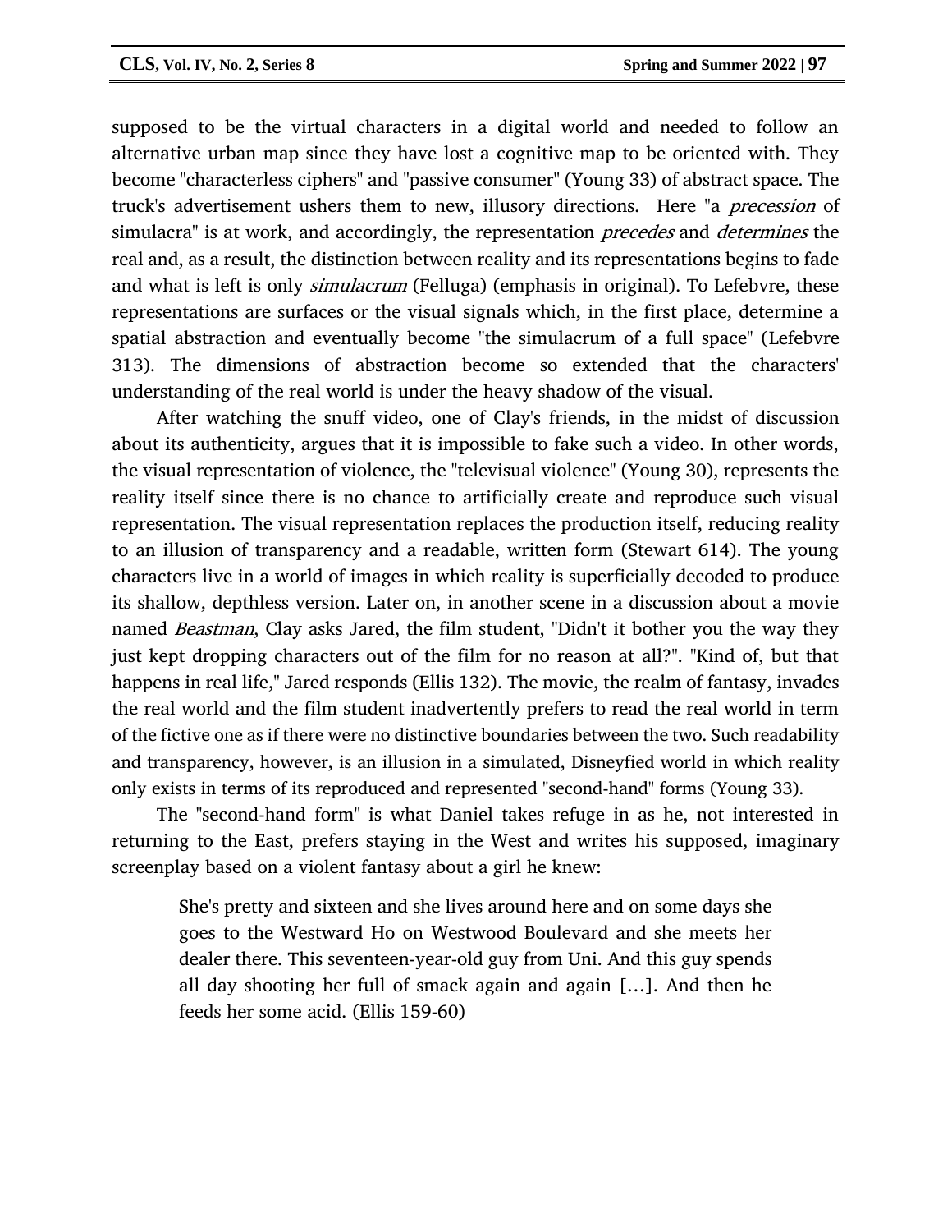supposed to be the virtual characters in a digital world and needed to follow an alternative urban map since they have lost a cognitive map to be oriented with. They become "characterless ciphers" and "passive consumer" (Young 33) of abstract space. The truck's advertisement ushers them to new, illusory directions. Here "a *precession* of simulacra" is at work, and accordingly, the representation *precedes* and *determines* the real and, as a result, the distinction between reality and its representations begins to fade and what is left is only *simulacrum* (Felluga) (emphasis in original). To Lefebvre, these representations are surfaces or the visual signals which, in the first place, determine a spatial abstraction and eventually become "the simulacrum of a full space" (Lefebvre 313). The dimensions of abstraction become so extended that the characters' understanding of the real world is under the heavy shadow of the visual.

After watching the snuff video, one of Clay's friends, in the midst of discussion about its authenticity, argues that it is impossible to fake such a video. In other words, the visual representation of violence, the "televisual violence" (Young 30), represents the reality itself since there is no chance to artificially create and reproduce such visual representation. The visual representation replaces the production itself, reducing reality to an illusion of transparency and a readable, written form (Stewart 614). The young characters live in a world of images in which reality is superficially decoded to produce its shallow, depthless version. Later on, in another scene in a discussion about a movie named *Beastman*, Clay asks Jared, the film student, "Didn't it bother you the way they just kept dropping characters out of the film for no reason at all?". "Kind of, but that happens in real life," Jared responds (Ellis 132). The movie, the realm of fantasy, invades the real world and the film student inadvertently prefers to read the real world in term of the fictive one as if there were no distinctive boundaries between the two. Such readability and transparency, however, is an illusion in a simulated, Disneyfied world in which reality only exists in terms of its reproduced and represented "second-hand" forms (Young 33).

The "second-hand form" is what Daniel takes refuge in as he, not interested in returning to the East, prefers staying in the West and writes his supposed, imaginary screenplay based on a violent fantasy about a girl he knew:

> She's pretty and sixteen and she lives around here and on some days she goes to the Westward Ho on Westwood Boulevard and she meets her dealer there. This seventeen-year-old guy from Uni. And this guy spends all day shooting her full of smack again and again […]. And then he feeds her some acid. (Ellis 159-60)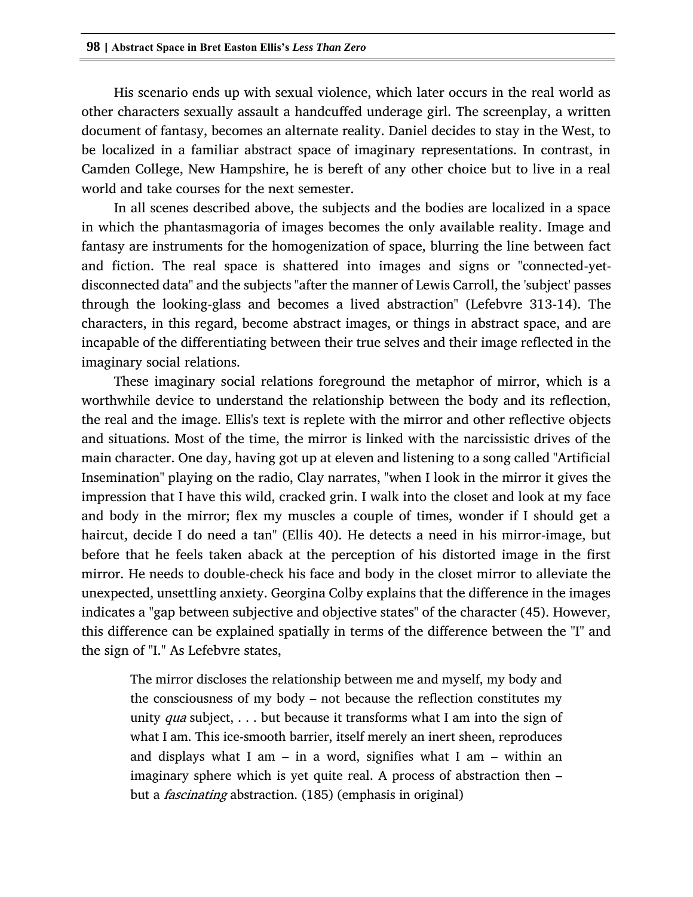His scenario ends up with sexual violence, which later occurs in the real world as other characters sexually assault a handcuffed underage girl. The screenplay, a written document of fantasy, becomes an alternate reality. Daniel decides to stay in the West, to be localized in a familiar abstract space of imaginary representations. In contrast, in Camden College, New Hampshire, he is bereft of any other choice but to live in a real world and take courses for the next semester.

In all scenes described above, the subjects and the bodies are localized in a space in which the phantasmagoria of images becomes the only available reality. Image and fantasy are instruments for the homogenization of space, blurring the line between fact and fiction. The real space is shattered into images and signs or "connected-yet-disconnected data" and the subjects "after the manner of Lewis Carroll, the 'subject' passes through the looking-glass and becomes a lived abstraction" (Lefebvre 313-14). The characters, in this regard, become abstract images, or things in abstract space, and are incapable of the differentiating between their true selves and their image reflected in the imaginary social relations.

These imaginary social relations foreground the metaphor of mirror, which is a worthwhile device to understand the relationship between the body and its reflection, the real and the image. Ellis's text is replete with the mirror and other reflective objects and situations. Most of the time, the mirror is linked with the narcissistic drives of the main character. One day, having got up at eleven and listening to a song called "Artificial Insemination" playing on the radio, Clay narrates, "when I look in the mirror it gives the impression that I have this wild, cracked grin. I walk into the closet and look at my face and body in the mirror; flex my muscles a couple of times, wonder if I should get a haircut, decide I do need a tan" (Ellis 40). He detects a need in his mirror-image, but before that he feels taken aback at the perception of his distorted image in the first mirror. He needs to double-check his face and body in the closet mirror to alleviate the unexpected, unsettling anxiety. Georgina Colby explains that the difference in the images indicates a "gap between subjective and objective states" of the character (45). However, this difference can be explained spatially in terms of the difference between the "I" and the sign of "I." As Lefebvre states,

> The mirror discloses the relationship between me and myself, my body and the consciousness of my body – not because the reflection constitutes my unity *qua* subject, . . . but because it transforms what I am into the sign of what I am. This ice-smooth barrier, itself merely an inert sheen, reproduces and displays what I am – in a word, signifies what I am – within an imaginary sphere which is yet quite real. A process of abstraction then – but a *fascinating* abstraction. (185) (emphasis in original)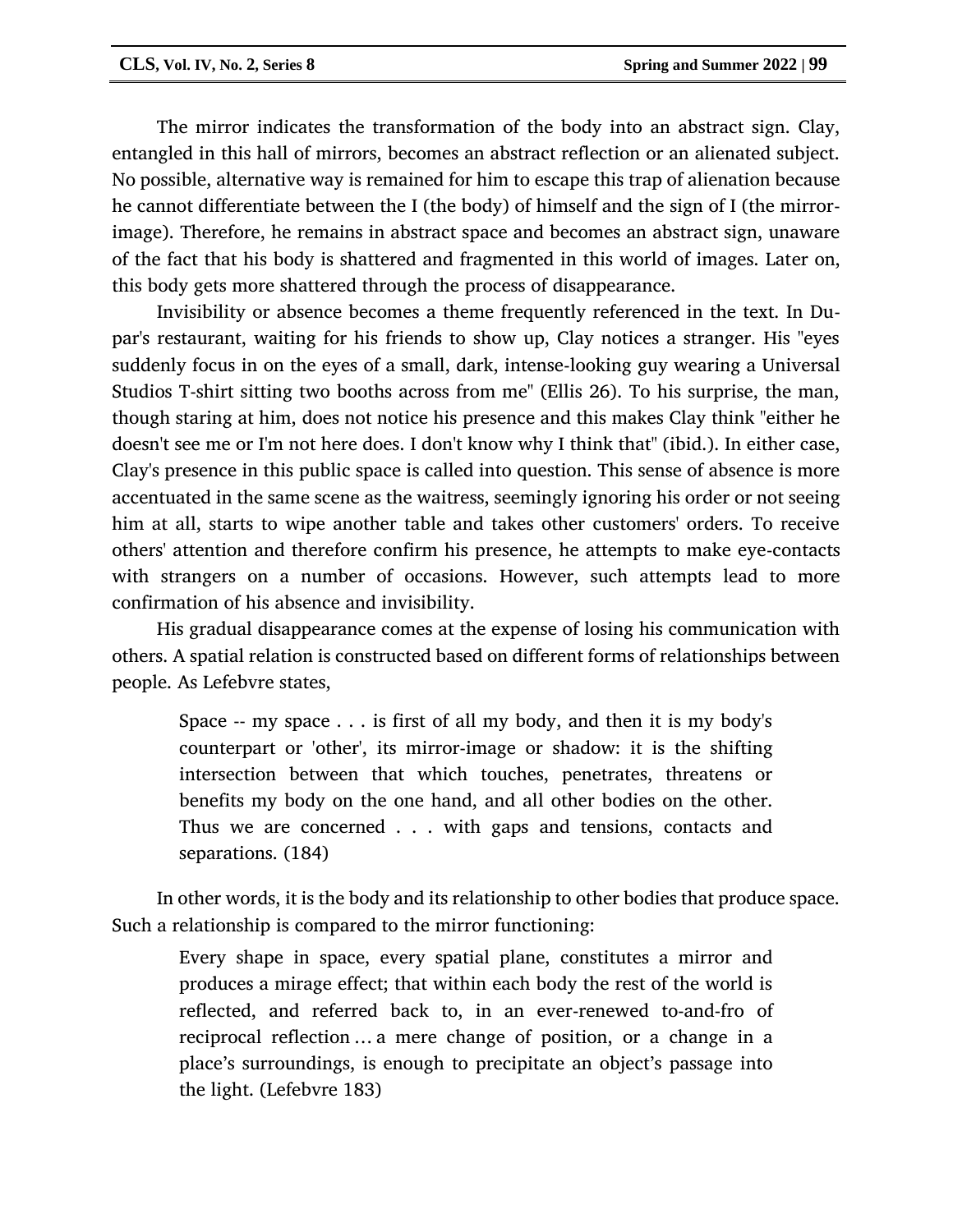The mirror indicates the transformation of the body into an abstract sign. Clay, entangled in this hall of mirrors, becomes an abstract reflection or an alienated subject. No possible, alternative way is remained for him to escape this trap of alienation because he cannot differentiate between the I (the body) of himself and the sign of I (the mirror-image). Therefore, he remains in abstract space and becomes an abstract sign, unaware of the fact that his body is shattered and fragmented in this world of images. Later on, this body gets more shattered through the process of disappearance.

Invisibility or absence becomes a theme frequently referenced in the text. In Dupar's restaurant, waiting for his friends to show up, Clay notices a stranger. His "eyes suddenly focus in on the eyes of a small, dark, intense-looking guy wearing a Universal Studios T-shirt sitting two booths across from me" (Ellis 26). To his surprise, the man, though staring at him, does not notice his presence and this makes Clay think "either he doesn't see me or I'm not here does. I don't know why I think that" (ibid.). In either case, Clay's presence in this public space is called into question. This sense of absence is more accentuated in the same scene as the waitress, seemingly ignoring his order or not seeing him at all, starts to wipe another table and takes other customers' orders. To receive others' attention and therefore confirm his presence, he attempts to make eye-contacts with strangers on a number of occasions. However, such attempts lead to more confirmation of his absence and invisibility.

His gradual disappearance comes at the expense of losing his communication with others. A spatial relation is constructed based on different forms of relationships between people. As Lefebvre states,

> Space -- my space . . . is first of all my body, and then it is my body's counterpart or 'other', its mirror-image or shadow: it is the shifting intersection between that which touches, penetrates, threatens or benefits my body on the one hand, and all other bodies on the other. Thus we are concerned . . . with gaps and tensions, contacts and separations. (184)

In other words, it is the body and its relationship to other bodies that produce space. Such a relationship is compared to the mirror functioning:

> Every shape in space, every spatial plane, constitutes a mirror and produces a mirage effect; that within each body the rest of the world is reflected, and referred back to, in an ever-renewed to-and-fro of reciprocal reflection … a mere change of position, or a change in a place's surroundings, is enough to precipitate an object's passage into the light. (Lefebvre 183)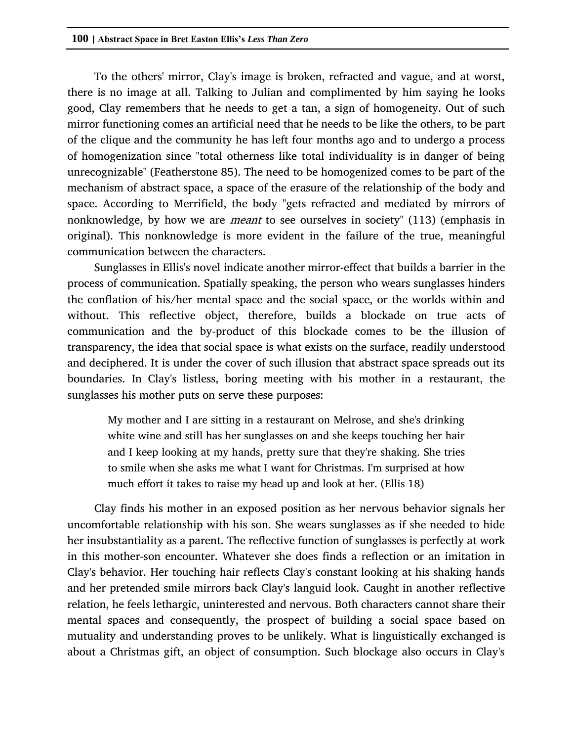To the others' mirror, Clay's image is broken, refracted and vague, and at worst, there is no image at all. Talking to Julian and complimented by him saying he looks good, Clay remembers that he needs to get a tan, a sign of homogeneity. Out of such mirror functioning comes an artificial need that he needs to be like the others, to be part of the clique and the community he has left four months ago and to undergo a process of homogenization since "total otherness like total individuality is in danger of being unrecognizable" (Featherstone 85). The need to be homogenized comes to be part of the mechanism of abstract space, a space of the erasure of the relationship of the body and space. According to Merrifield, the body "gets refracted and mediated by mirrors of nonknowledge, by how we are *meant* to see ourselves in society" (113) (emphasis in original). This nonknowledge is more evident in the failure of the true, meaningful communication between the characters.

Sunglasses in Ellis's novel indicate another mirror-effect that builds a barrier in the process of communication. Spatially speaking, the person who wears sunglasses hinders the conflation of his/her mental space and the social space, or the worlds within and without. This reflective object, therefore, builds a blockade on true acts of communication and the by-product of this blockade comes to be the illusion of transparency, the idea that social space is what exists on the surface, readily understood and deciphered. It is under the cover of such illusion that abstract space spreads out its boundaries. In Clay's listless, boring meeting with his mother in a restaurant, the sunglasses his mother puts on serve these purposes:

> My mother and I are sitting in a restaurant on Melrose, and she's drinking white wine and still has her sunglasses on and she keeps touching her hair and I keep looking at my hands, pretty sure that they're shaking. She tries to smile when she asks me what I want for Christmas. I'm surprised at how much effort it takes to raise my head up and look at her. (Ellis 18)

Clay finds his mother in an exposed position as her nervous behavior signals her uncomfortable relationship with his son. She wears sunglasses as if she needed to hide her insubstantiality as a parent. The reflective function of sunglasses is perfectly at work in this mother-son encounter. Whatever she does finds a reflection or an imitation in Clay's behavior. Her touching hair reflects Clay's constant looking at his shaking hands and her pretended smile mirrors back Clay's languid look. Caught in another reflective relation, he feels lethargic, uninterested and nervous. Both characters cannot share their mental spaces and consequently, the prospect of building a social space based on mutuality and understanding proves to be unlikely. What is linguistically exchanged is about a Christmas gift, an object of consumption. Such blockage also occurs in Clay's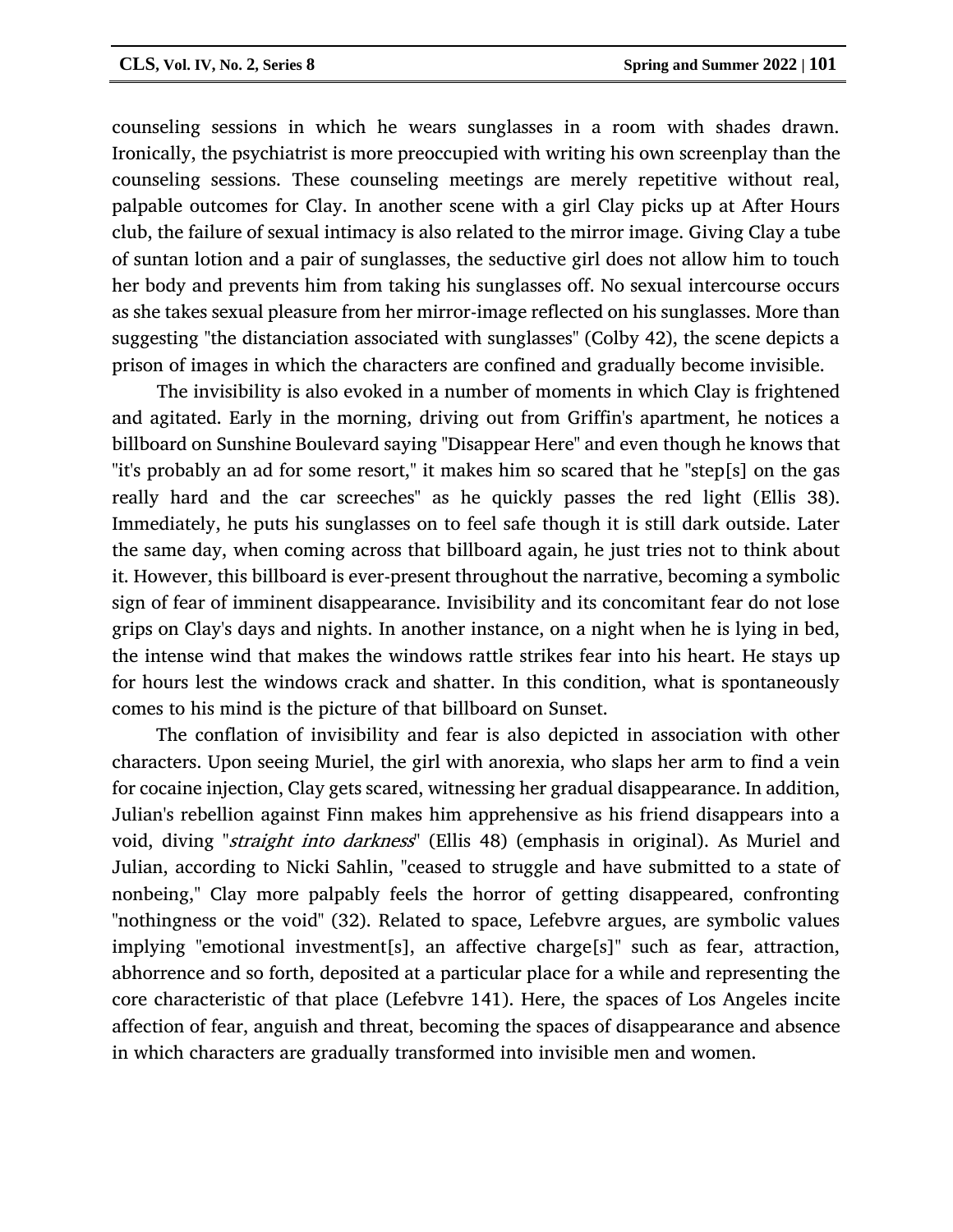counseling sessions in which he wears sunglasses in a room with shades drawn. Ironically, the psychiatrist is more preoccupied with writing his own screenplay than the counseling sessions. These counseling meetings are merely repetitive without real, palpable outcomes for Clay. In another scene with a girl Clay picks up at After Hours club, the failure of sexual intimacy is also related to the mirror image. Giving Clay a tube of suntan lotion and a pair of sunglasses, the seductive girl does not allow him to touch her body and prevents him from taking his sunglasses off. No sexual intercourse occurs as she takes sexual pleasure from her mirror-image reflected on his sunglasses. More than suggesting "the distanciation associated with sunglasses" (Colby 42), the scene depicts a prison of images in which the characters are confined and gradually become invisible.

The invisibility is also evoked in a number of moments in which Clay is frightened and agitated. Early in the morning, driving out from Griffin's apartment, he notices a billboard on Sunshine Boulevard saying "Disappear Here" and even though he knows that "it's probably an ad for some resort," it makes him so scared that he "step[s] on the gas really hard and the car screeches" as he quickly passes the red light (Ellis 38). Immediately, he puts his sunglasses on to feel safe though it is still dark outside. Later the same day, when coming across that billboard again, he just tries not to think about it. However, this billboard is ever-present throughout the narrative, becoming a symbolic sign of fear of imminent disappearance. Invisibility and its concomitant fear do not lose grips on Clay's days and nights. In another instance, on a night when he is lying in bed, the intense wind that makes the windows rattle strikes fear into his heart. He stays up for hours lest the windows crack and shatter. In this condition, what is spontaneously comes to his mind is the picture of that billboard on Sunset.

The conflation of invisibility and fear is also depicted in association with other characters. Upon seeing Muriel, the girl with anorexia, who slaps her arm to find a vein for cocaine injection, Clay gets scared, witnessing her gradual disappearance. In addition, Julian's rebellion against Finn makes him apprehensive as his friend disappears into a void, diving "*straight into darkness*" (Ellis 48) (emphasis in original). As Muriel and Julian, according to Nicki Sahlin, "ceased to struggle and have submitted to a state of nonbeing," Clay more palpably feels the horror of getting disappeared, confronting "nothingness or the void" (32). Related to space, Lefebvre argues, are symbolic values implying "emotional investment[s], an affective charge[s]" such as fear, attraction, abhorrence and so forth, deposited at a particular place for a while and representing the core characteristic of that place (Lefebvre 141). Here, the spaces of Los Angeles incite affection of fear, anguish and threat, becoming the spaces of disappearance and absence in which characters are gradually transformed into invisible men and women.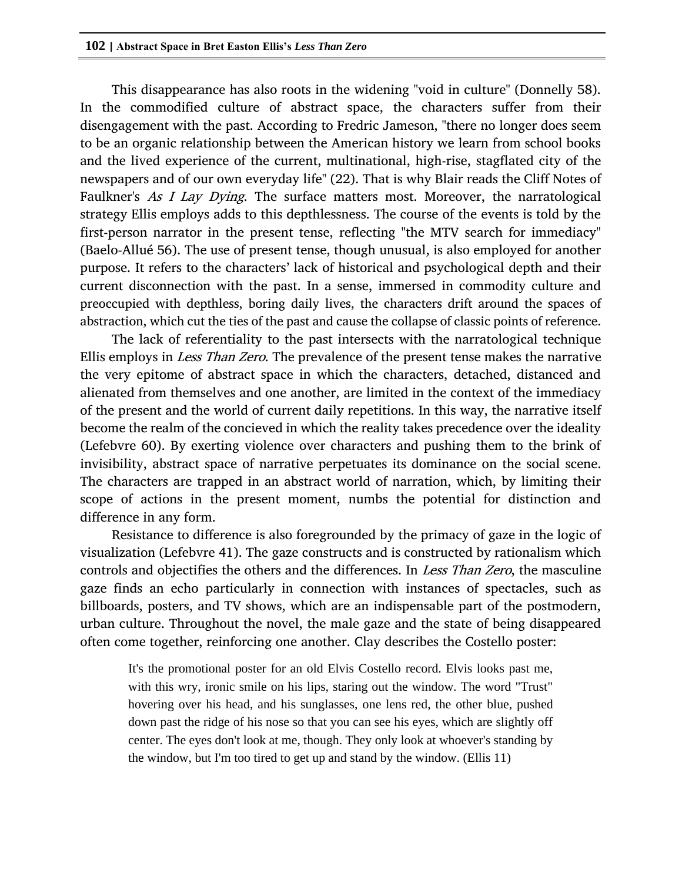This disappearance has also roots in the widening "void in culture" (Donnelly 58). In the commodified culture of abstract space, the characters suffer from their disengagement with the past. According to Fredric Jameson, "there no longer does seem to be an organic relationship between the American history we learn from school books and the lived experience of the current, multinational, high-rise, stagflated city of the newspapers and of our own everyday life" (22). That is why Blair reads the Cliff Notes of Faulkner's *As I Lay Dying*. The surface matters most. Moreover, the narratological strategy Ellis employs adds to this depthlessness. The course of the events is told by the first-person narrator in the present tense, reflecting "the MTV search for immediacy" (Baelo-Allué 56). The use of present tense, though unusual, is also employed for another purpose. It refers to the characters' lack of historical and psychological depth and their current disconnection with the past. In a sense, immersed in commodity culture and preoccupied with depthless, boring daily lives, the characters drift around the spaces of abstraction, which cut the ties of the past and cause the collapse of classic points of reference.

The lack of referentiality to the past intersects with the narratological technique Ellis employs in *Less Than Zero*. The prevalence of the present tense makes the narrative the very epitome of abstract space in which the characters, detached, distanced and alienated from themselves and one another, are limited in the context of the immediacy of the present and the world of current daily repetitions. In this way, the narrative itself become the realm of the concieved in which the reality takes precedence over the ideality (Lefebvre 60). By exerting violence over characters and pushing them to the brink of invisibility, abstract space of narrative perpetuates its dominance on the social scene. The characters are trapped in an abstract world of narration, which, by limiting their scope of actions in the present moment, numbs the potential for distinction and difference in any form.

Resistance to difference is also foregrounded by the primacy of gaze in the logic of visualization (Lefebvre 41). The gaze constructs and is constructed by rationalism which controls and objectifies the others and the differences. In *Less Than Zero*, the masculine gaze finds an echo particularly in connection with instances of spectacles, such as billboards, posters, and TV shows, which are an indispensable part of the postmodern, urban culture. Throughout the novel, the male gaze and the state of being disappeared often come together, reinforcing one another. Clay describes the Costello poster:

> It's the promotional poster for an old Elvis Costello record. Elvis looks past me, with this wry, ironic smile on his lips, staring out the window. The word "Trust" hovering over his head, and his sunglasses, one lens red, the other blue, pushed down past the ridge of his nose so that you can see his eyes, which are slightly off center. The eyes don't look at me, though. They only look at whoever's standing by the window, but I'm too tired to get up and stand by the window. (Ellis 11)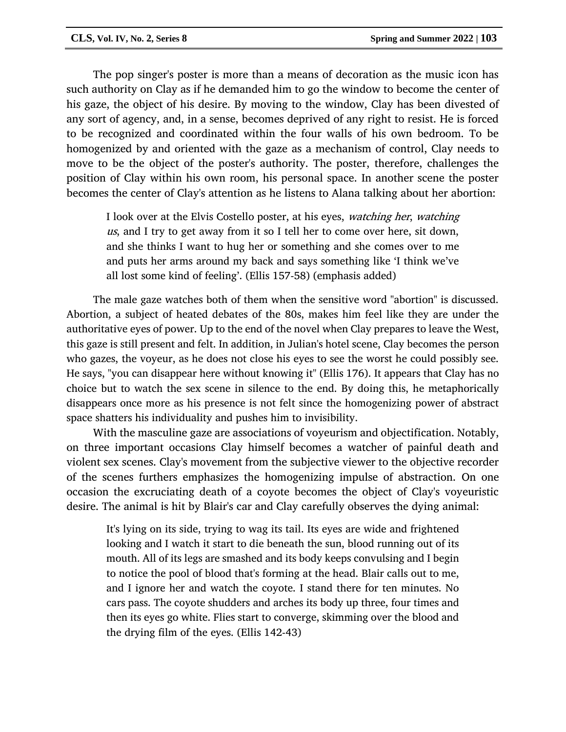The pop singer's poster is more than a means of decoration as the music icon has such authority on Clay as if he demanded him to go the window to become the center of his gaze, the object of his desire. By moving to the window, Clay has been divested of any sort of agency, and, in a sense, becomes deprived of any right to resist. He is forced to be recognized and coordinated within the four walls of his own bedroom. To be homogenized by and oriented with the gaze as a mechanism of control, Clay needs to move to be the object of the poster's authority. The poster, therefore, challenges the position of Clay within his own room, his personal space. In another scene the poster becomes the center of Clay's attention as he listens to Alana talking about her abortion:

> I look over at the Elvis Costello poster, at his eyes, *watching her*, *watching us*, and I try to get away from it so I tell her to come over here, sit down, and she thinks I want to hug her or something and she comes over to me and puts her arms around my back and says something like 'I think we've all lost some kind of feeling'. (Ellis 157-58) (emphasis added)

The male gaze watches both of them when the sensitive word "abortion" is discussed. Abortion, a subject of heated debates of the 80s, makes him feel like they are under the authoritative eyes of power. Up to the end of the novel when Clay prepares to leave the West, this gaze is still present and felt. In addition, in Julian's hotel scene, Clay becomes the person who gazes, the voyeur, as he does not close his eyes to see the worst he could possibly see. He says, "you can disappear here without knowing it" (Ellis 176). It appears that Clay has no choice but to watch the sex scene in silence to the end. By doing this, he metaphorically disappears once more as his presence is not felt since the homogenizing power of abstract space shatters his individuality and pushes him to invisibility.

With the masculine gaze are associations of voyeurism and objectification. Notably, on three important occasions Clay himself becomes a watcher of painful death and violent sex scenes. Clay's movement from the subjective viewer to the objective recorder of the scenes furthers emphasizes the homogenizing impulse of abstraction. On one occasion the excruciating death of a coyote becomes the object of Clay's voyeuristic desire. The animal is hit by Blair's car and Clay carefully observes the dying animal:

> It's lying on its side, trying to wag its tail. Its eyes are wide and frightened looking and I watch it start to die beneath the sun, blood running out of its mouth. All of its legs are smashed and its body keeps convulsing and I begin to notice the pool of blood that's forming at the head. Blair calls out to me, and I ignore her and watch the coyote. I stand there for ten minutes. No cars pass. The coyote shudders and arches its body up three, four times and then its eyes go white. Flies start to converge, skimming over the blood and the drying film of the eyes. (Ellis 142-43)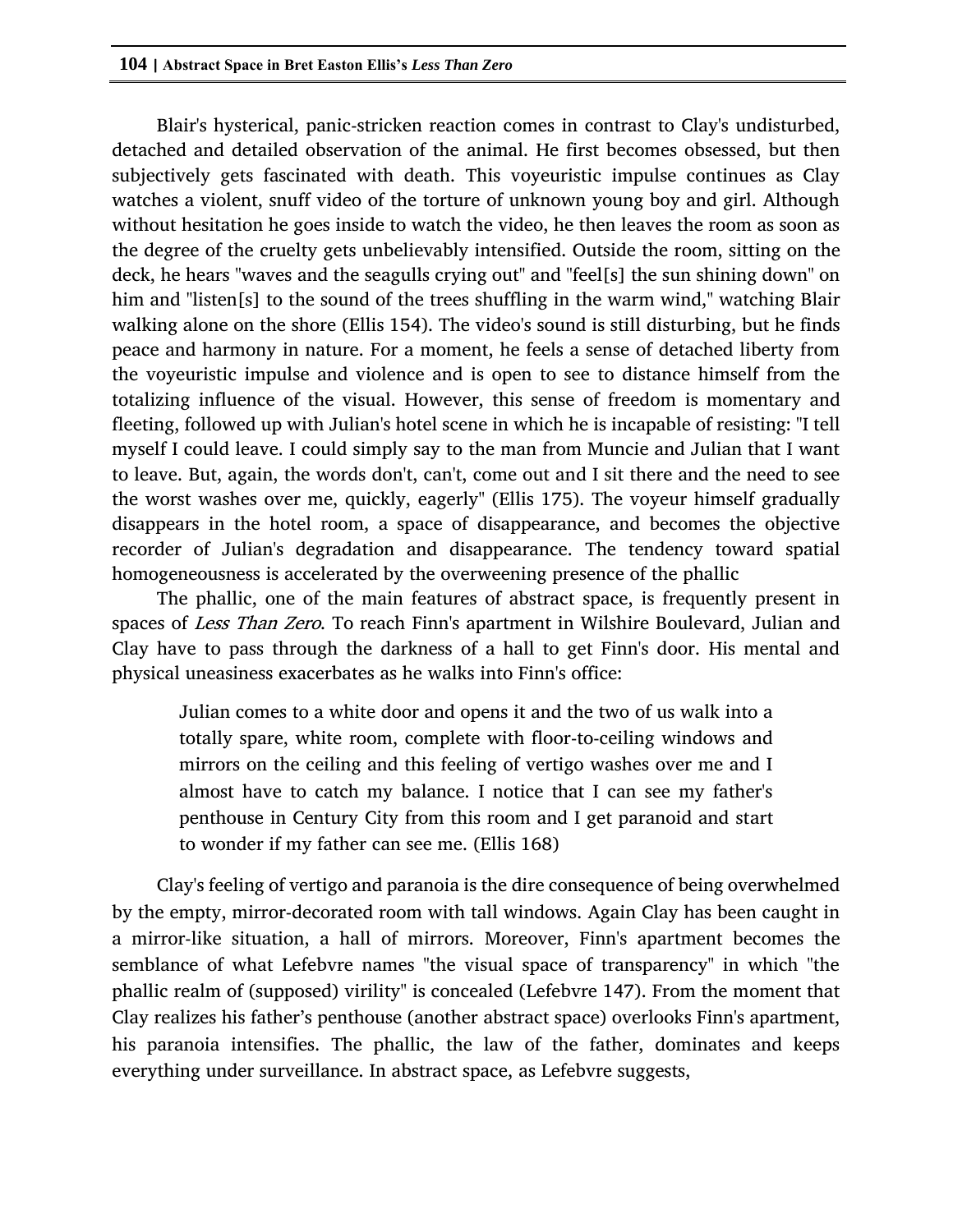Blair's hysterical, panic-stricken reaction comes in contrast to Clay's undisturbed, detached and detailed observation of the animal. He first becomes obsessed, but then subjectively gets fascinated with death. This voyeuristic impulse continues as Clay watches a violent, snuff video of the torture of unknown young boy and girl. Although without hesitation he goes inside to watch the video, he then leaves the room as soon as the degree of the cruelty gets unbelievably intensified. Outside the room, sitting on the deck, he hears "waves and the seagulls crying out" and "feel[s] the sun shining down" on him and "listen[s] to the sound of the trees shuffling in the warm wind," watching Blair walking alone on the shore (Ellis 154). The video's sound is still disturbing, but he finds peace and harmony in nature. For a moment, he feels a sense of detached liberty from the voyeuristic impulse and violence and is open to see to distance himself from the totalizing influence of the visual. However, this sense of freedom is momentary and fleeting, followed up with Julian's hotel scene in which he is incapable of resisting: "I tell myself I could leave. I could simply say to the man from Muncie and Julian that I want to leave. But, again, the words don't, can't, come out and I sit there and the need to see the worst washes over me, quickly, eagerly" (Ellis 175). The voyeur himself gradually disappears in the hotel room, a space of disappearance, and becomes the objective recorder of Julian's degradation and disappearance. The tendency toward spatial homogeneousness is accelerated by the overweening presence of the phallic

The phallic, one of the main features of abstract space, is frequently present in spaces of *Less Than Zero*. To reach Finn's apartment in Wilshire Boulevard, Julian and Clay have to pass through the darkness of a hall to get Finn's door. His mental and physical uneasiness exacerbates as he walks into Finn's office:

> Julian comes to a white door and opens it and the two of us walk into a totally spare, white room, complete with floor-to-ceiling windows and mirrors on the ceiling and this feeling of vertigo washes over me and I almost have to catch my balance. I notice that I can see my father's penthouse in Century City from this room and I get paranoid and start to wonder if my father can see me. (Ellis 168)

Clay's feeling of vertigo and paranoia is the dire consequence of being overwhelmed by the empty, mirror-decorated room with tall windows. Again Clay has been caught in a mirror-like situation, a hall of mirrors. Moreover, Finn's apartment becomes the semblance of what Lefebvre names "the visual space of transparency" in which "the phallic realm of (supposed) virility" is concealed (Lefebvre 147). From the moment that Clay realizes his father's penthouse (another abstract space) overlooks Finn's apartment, his paranoia intensifies. The phallic, the law of the father, dominates and keeps everything under surveillance. In abstract space, as Lefebvre suggests,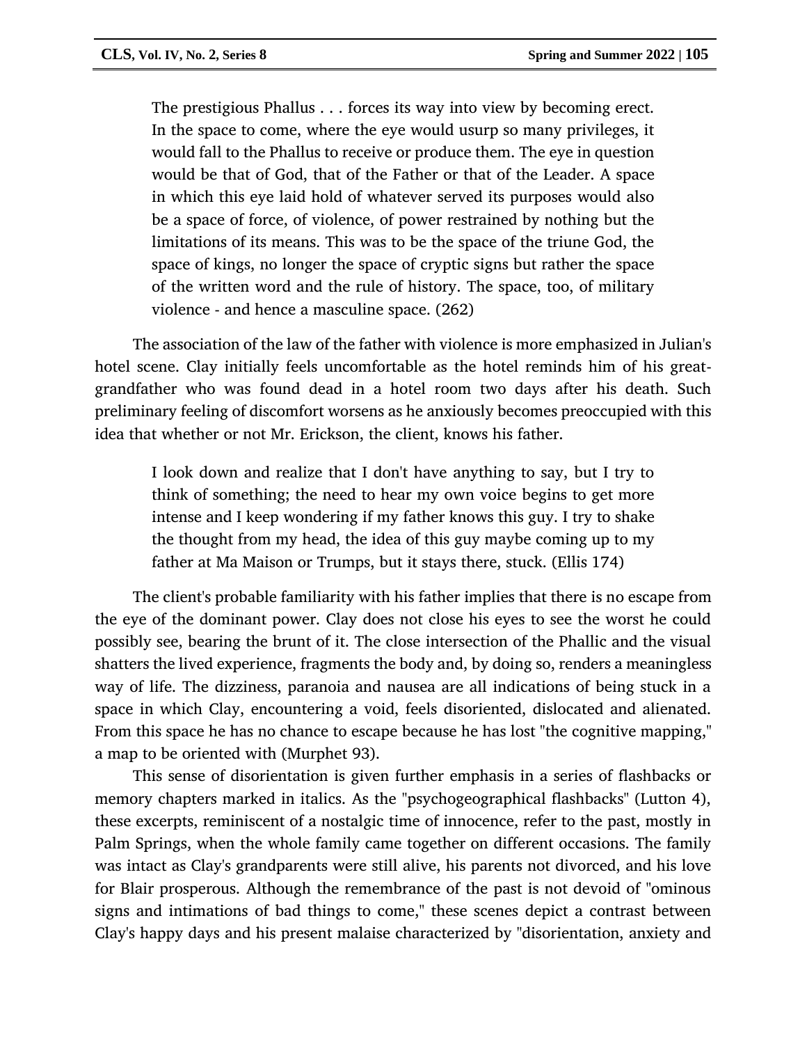> The prestigious Phallus . . . forces its way into view by becoming erect. In the space to come, where the eye would usurp so many privileges, it would fall to the Phallus to receive or produce them. The eye in question would be that of God, that of the Father or that of the Leader. A space in which this eye laid hold of whatever served its purposes would also be a space of force, of violence, of power restrained by nothing but the limitations of its means. This was to be the space of the triune God, the space of kings, no longer the space of cryptic signs but rather the space of the written word and the rule of history. The space, too, of military violence - and hence a masculine space. (262)

The association of the law of the father with violence is more emphasized in Julian's hotel scene. Clay initially feels uncomfortable as the hotel reminds him of his great-grandfather who was found dead in a hotel room two days after his death. Such preliminary feeling of discomfort worsens as he anxiously becomes preoccupied with this idea that whether or not Mr. Erickson, the client, knows his father.

> I look down and realize that I don't have anything to say, but I try to think of something; the need to hear my own voice begins to get more intense and I keep wondering if my father knows this guy. I try to shake the thought from my head, the idea of this guy maybe coming up to my father at Ma Maison or Trumps, but it stays there, stuck. (Ellis 174)

The client's probable familiarity with his father implies that there is no escape from the eye of the dominant power. Clay does not close his eyes to see the worst he could possibly see, bearing the brunt of it. The close intersection of the Phallic and the visual shatters the lived experience, fragments the body and, by doing so, renders a meaningless way of life. The dizziness, paranoia and nausea are all indications of being stuck in a space in which Clay, encountering a void, feels disoriented, dislocated and alienated. From this space he has no chance to escape because he has lost "the cognitive mapping," a map to be oriented with (Murphet 93).

This sense of disorientation is given further emphasis in a series of flashbacks or memory chapters marked in italics. As the "psychogeographical flashbacks" (Lutton 4), these excerpts, reminiscent of a nostalgic time of innocence, refer to the past, mostly in Palm Springs, when the whole family came together on different occasions. The family was intact as Clay's grandparents were still alive, his parents not divorced, and his love for Blair prosperous. Although the remembrance of the past is not devoid of "ominous signs and intimations of bad things to come," these scenes depict a contrast between Clay's happy days and his present malaise characterized by "disorientation, anxiety and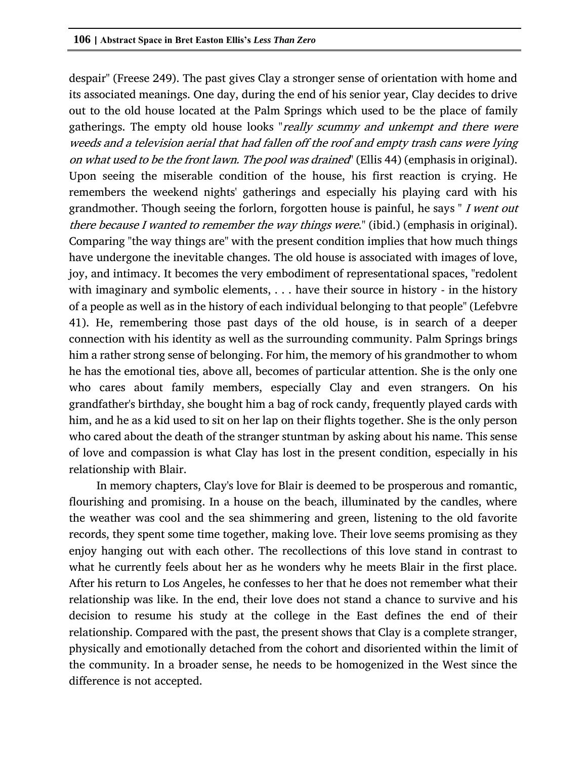despair" (Freese 249). The past gives Clay a stronger sense of orientation with home and its associated meanings. One day, during the end of his senior year, Clay decides to drive out to the old house located at the Palm Springs which used to be the place of family gatherings. The empty old house looks "*really scummy and unkempt and there were weeds and a television aerial that had fallen off the roof and empty trash cans were lying on what used to be the front lawn. The pool was drained*" (Ellis 44) (emphasis in original). Upon seeing the miserable condition of the house, his first reaction is crying. He remembers the weekend nights' gatherings and especially his playing card with his grandmother. Though seeing the forlorn, forgotten house is painful, he says " *I went out there because I wanted to remember the way things were*." (ibid.) (emphasis in original). Comparing "the way things are" with the present condition implies that how much things have undergone the inevitable changes. The old house is associated with images of love, joy, and intimacy. It becomes the very embodiment of representational spaces, "redolent with imaginary and symbolic elements, . . . have their source in history - in the history of a people as well as in the history of each individual belonging to that people" (Lefebvre 41). He, remembering those past days of the old house, is in search of a deeper connection with his identity as well as the surrounding community. Palm Springs brings him a rather strong sense of belonging. For him, the memory of his grandmother to whom he has the emotional ties, above all, becomes of particular attention. She is the only one who cares about family members, especially Clay and even strangers. On his grandfather's birthday, she bought him a bag of rock candy, frequently played cards with him, and he as a kid used to sit on her lap on their flights together. She is the only person who cared about the death of the stranger stuntman by asking about his name. This sense of love and compassion is what Clay has lost in the present condition, especially in his relationship with Blair.

In memory chapters, Clay's love for Blair is deemed to be prosperous and romantic, flourishing and promising. In a house on the beach, illuminated by the candles, where the weather was cool and the sea shimmering and green, listening to the old favorite records, they spent some time together, making love. Their love seems promising as they enjoy hanging out with each other. The recollections of this love stand in contrast to what he currently feels about her as he wonders why he meets Blair in the first place. After his return to Los Angeles, he confesses to her that he does not remember what their relationship was like. In the end, their love does not stand a chance to survive and his decision to resume his study at the college in the East defines the end of their relationship. Compared with the past, the present shows that Clay is a complete stranger, physically and emotionally detached from the cohort and disoriented within the limit of the community. In a broader sense, he needs to be homogenized in the West since the difference is not accepted.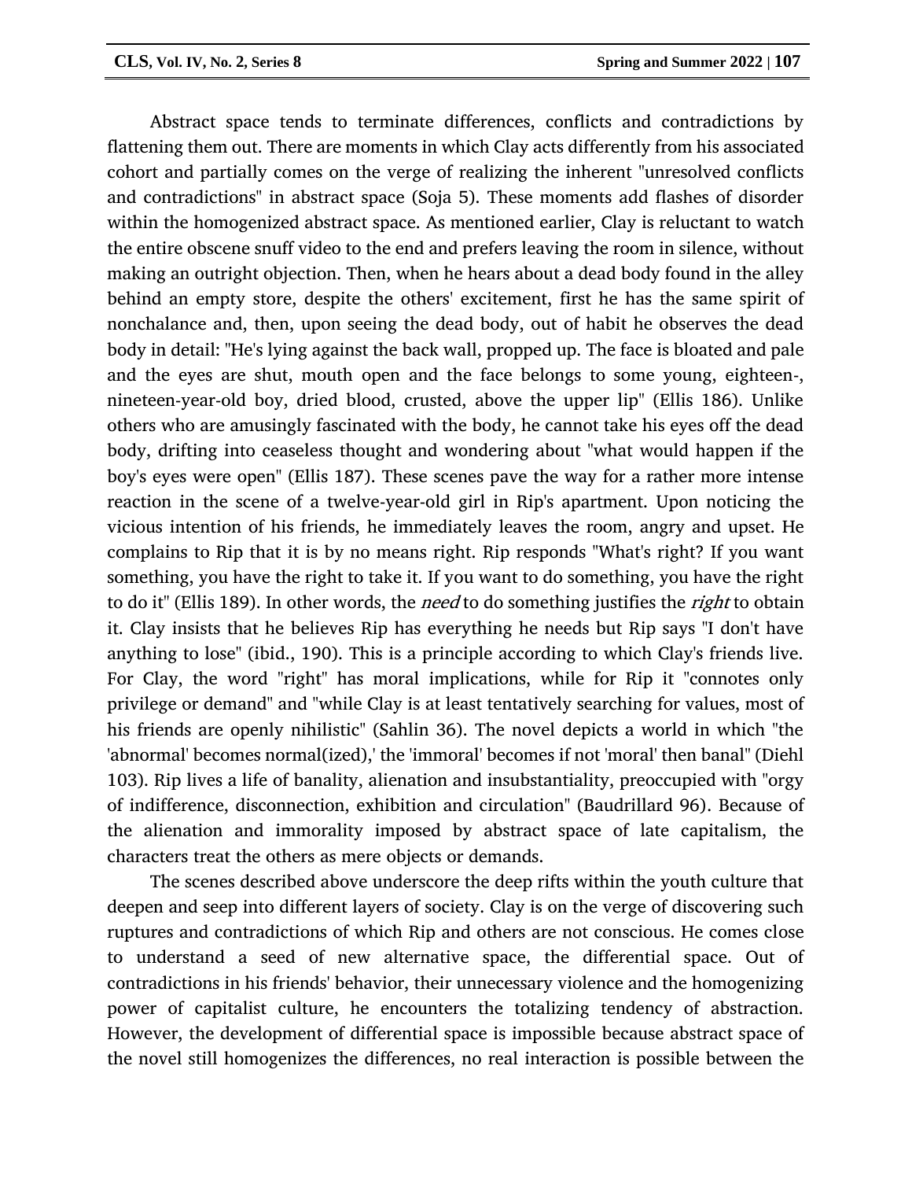Abstract space tends to terminate differences, conflicts and contradictions by flattening them out. There are moments in which Clay acts differently from his associated cohort and partially comes on the verge of realizing the inherent "unresolved conflicts and contradictions" in abstract space (Soja 5). These moments add flashes of disorder within the homogenized abstract space. As mentioned earlier, Clay is reluctant to watch the entire obscene snuff video to the end and prefers leaving the room in silence, without making an outright objection. Then, when he hears about a dead body found in the alley behind an empty store, despite the others' excitement, first he has the same spirit of nonchalance and, then, upon seeing the dead body, out of habit he observes the dead body in detail: "He's lying against the back wall, propped up. The face is bloated and pale and the eyes are shut, mouth open and the face belongs to some young, eighteen-, nineteen-year-old boy, dried blood, crusted, above the upper lip" (Ellis 186). Unlike others who are amusingly fascinated with the body, he cannot take his eyes off the dead body, drifting into ceaseless thought and wondering about "what would happen if the boy's eyes were open" (Ellis 187). These scenes pave the way for a rather more intense reaction in the scene of a twelve-year-old girl in Rip's apartment. Upon noticing the vicious intention of his friends, he immediately leaves the room, angry and upset. He complains to Rip that it is by no means right. Rip responds "What's right? If you want something, you have the right to take it. If you want to do something, you have the right to do it" (Ellis 189). In other words, the *need* to do something justifies the *right* to obtain it. Clay insists that he believes Rip has everything he needs but Rip says "I don't have anything to lose" (ibid., 190). This is a principle according to which Clay's friends live. For Clay, the word "right" has moral implications, while for Rip it "connotes only privilege or demand" and "while Clay is at least tentatively searching for values, most of his friends are openly nihilistic" (Sahlin 36). The novel depicts a world in which "the 'abnormal' becomes normal(ized),' the 'immoral' becomes if not 'moral' then banal" (Diehl 103). Rip lives a life of banality, alienation and insubstantiality, preoccupied with "orgy of indifference, disconnection, exhibition and circulation" (Baudrillard 96). Because of the alienation and immorality imposed by abstract space of late capitalism, the characters treat the others as mere objects or demands.

The scenes described above underscore the deep rifts within the youth culture that deepen and seep into different layers of society. Clay is on the verge of discovering such ruptures and contradictions of which Rip and others are not conscious. He comes close to understand a seed of new alternative space, the differential space. Out of contradictions in his friends' behavior, their unnecessary violence and the homogenizing power of capitalist culture, he encounters the totalizing tendency of abstraction. However, the development of differential space is impossible because abstract space of the novel still homogenizes the differences, no real interaction is possible between the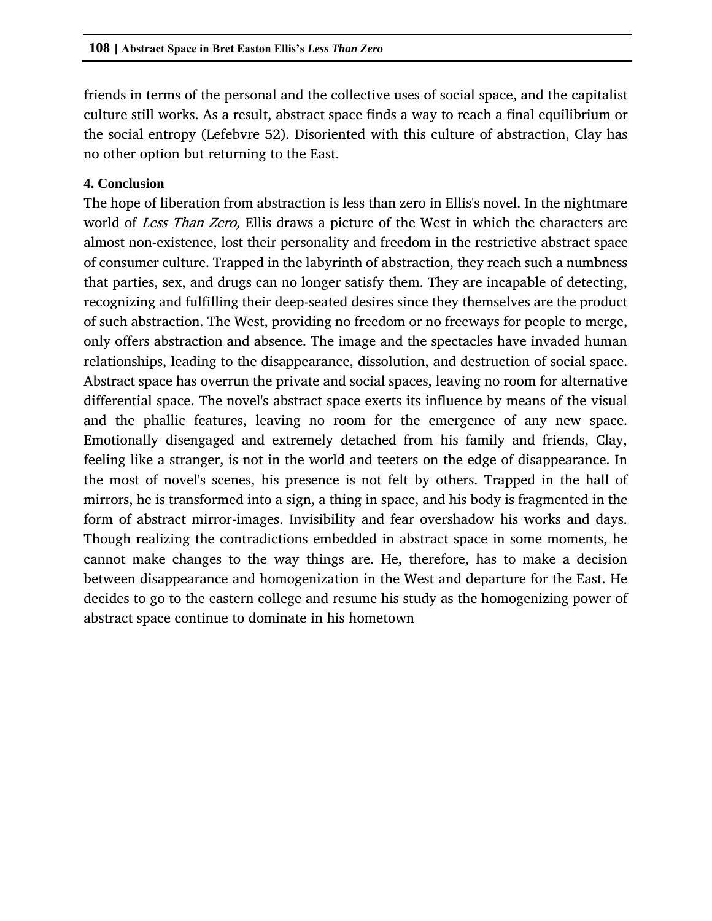friends in terms of the personal and the collective uses of social space, and the capitalist culture still works. As a result, abstract space finds a way to reach a final equilibrium or the social entropy (Lefebvre 52). Disoriented with this culture of abstraction, Clay has no other option but returning to the East.

## 4. Conclusion

The hope of liberation from abstraction is less than zero in Ellis's novel. In the nightmare world of *Less Than Zero,* Ellis draws a picture of the West in which the characters are almost non-existence, lost their personality and freedom in the restrictive abstract space of consumer culture. Trapped in the labyrinth of abstraction, they reach such a numbness that parties, sex, and drugs can no longer satisfy them. They are incapable of detecting, recognizing and fulfilling their deep-seated desires since they themselves are the product of such abstraction. The West, providing no freedom or no freeways for people to merge, only offers abstraction and absence. The image and the spectacles have invaded human relationships, leading to the disappearance, dissolution, and destruction of social space. Abstract space has overrun the private and social spaces, leaving no room for alternative differential space. The novel's abstract space exerts its influence by means of the visual and the phallic features, leaving no room for the emergence of any new space. Emotionally disengaged and extremely detached from his family and friends, Clay, feeling like a stranger, is not in the world and teeters on the edge of disappearance. In the most of novel's scenes, his presence is not felt by others. Trapped in the hall of mirrors, he is transformed into a sign, a thing in space, and his body is fragmented in the form of abstract mirror-images. Invisibility and fear overshadow his works and days. Though realizing the contradictions embedded in abstract space in some moments, he cannot make changes to the way things are. He, therefore, has to make a decision between disappearance and homogenization in the West and departure for the East. He decides to go to the eastern college and resume his study as the homogenizing power of abstract space continue to dominate in his hometown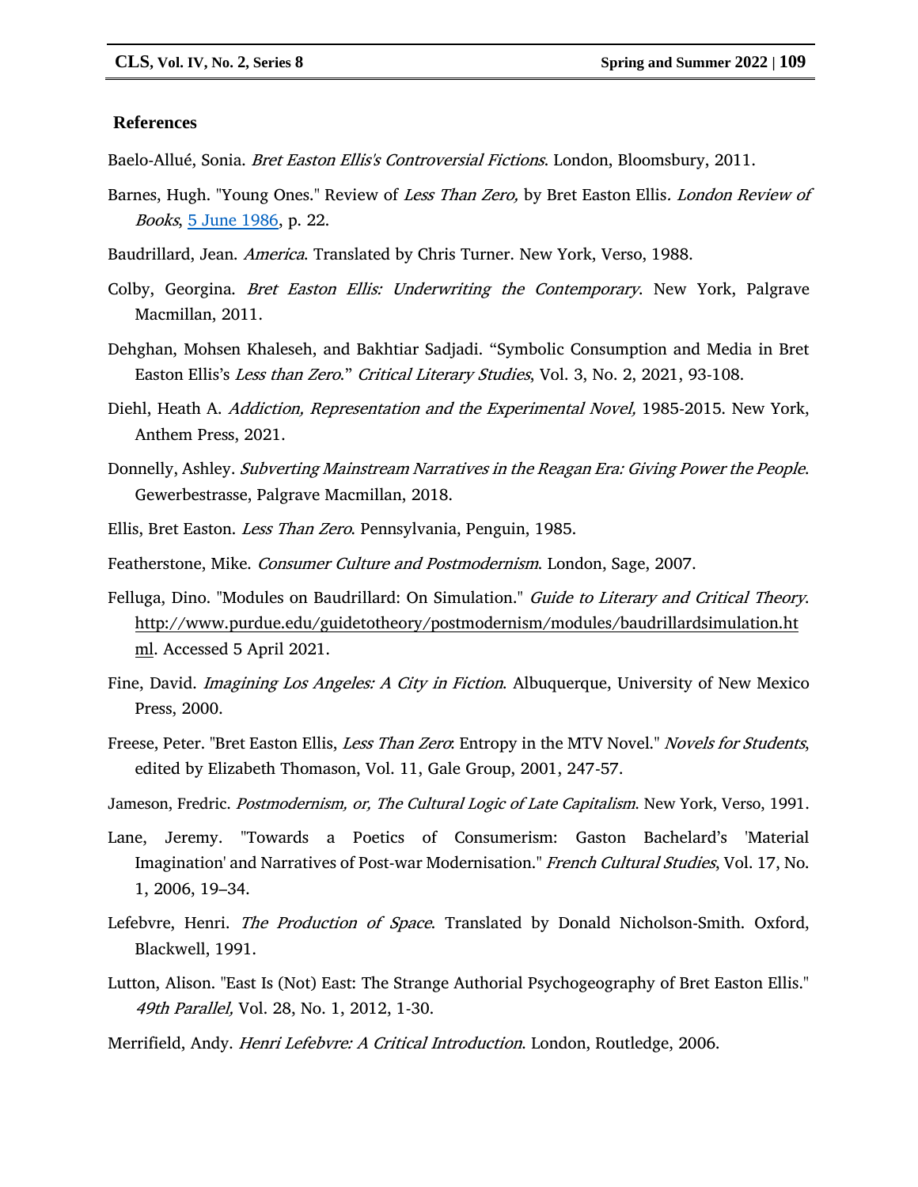## References

Baelo-Allué, Sonia. *Bret Easton Ellis's Controversial Fictions*. London, Bloomsbury, 2011.

Barnes, Hugh. "Young Ones." Review of *Less Than Zero,* by Bret Easton Ellis*. London Review of Books*, 5 June 1986, p. 22.

Baudrillard, Jean. *America*. Translated by Chris Turner. New York, Verso, 1988.

Colby, Georgina. *Bret Easton Ellis: Underwriting the Contemporary*. New York, Palgrave Macmillan, 2011.

Dehghan, Mohsen Khaleseh, and Bakhtiar Sadjadi. "Symbolic Consumption and Media in Bret Easton Ellis's *Less than Zero*." *Critical Literary Studies*, Vol. 3, No. 2, 2021, 93-108.

Diehl, Heath A. *Addiction, Representation and the Experimental Novel,* 1985-2015. New York, Anthem Press, 2021.

Donnelly, Ashley. *Subverting Mainstream Narratives in the Reagan Era: Giving Power the People*. Gewerbestrasse, Palgrave Macmillan, 2018.

Ellis, Bret Easton. *Less Than Zero*. Pennsylvania, Penguin, 1985.

Featherstone, Mike. *Consumer Culture and Postmodernism*. London, Sage, 2007.

Felluga, Dino. "Modules on Baudrillard: On Simulation." *Guide to Literary and Critical Theory*. http://www.purdue.edu/guidetotheory/postmodernism/modules/baudrillardsimulation.html. Accessed 5 April 2021.

Fine, David. *Imagining Los Angeles: A City in Fiction*. Albuquerque, University of New Mexico Press, 2000.

Freese, Peter. "Bret Easton Ellis, *Less Than Zero*: Entropy in the MTV Novel." *Novels for Students*, edited by Elizabeth Thomason, Vol. 11, Gale Group, 2001, 247-57.

Jameson, Fredric. *Postmodernism, or, The Cultural Logic of Late Capitalism*. New York, Verso, 1991.

Lane, Jeremy. "Towards a Poetics of Consumerism: Gaston Bachelard's 'Material Imagination' and Narratives of Post-war Modernisation." *French Cultural Studies*, Vol. 17, No. 1, 2006, 19–34.

Lefebvre, Henri. *The Production of Space*. Translated by Donald Nicholson-Smith. Oxford, Blackwell, 1991.

Lutton, Alison. "East Is (Not) East: The Strange Authorial Psychogeography of Bret Easton Ellis." *49th Parallel,* Vol. 28, No. 1, 2012, 1-30.

Merrifield, Andy. *Henri Lefebvre: A Critical Introduction*. London, Routledge, 2006.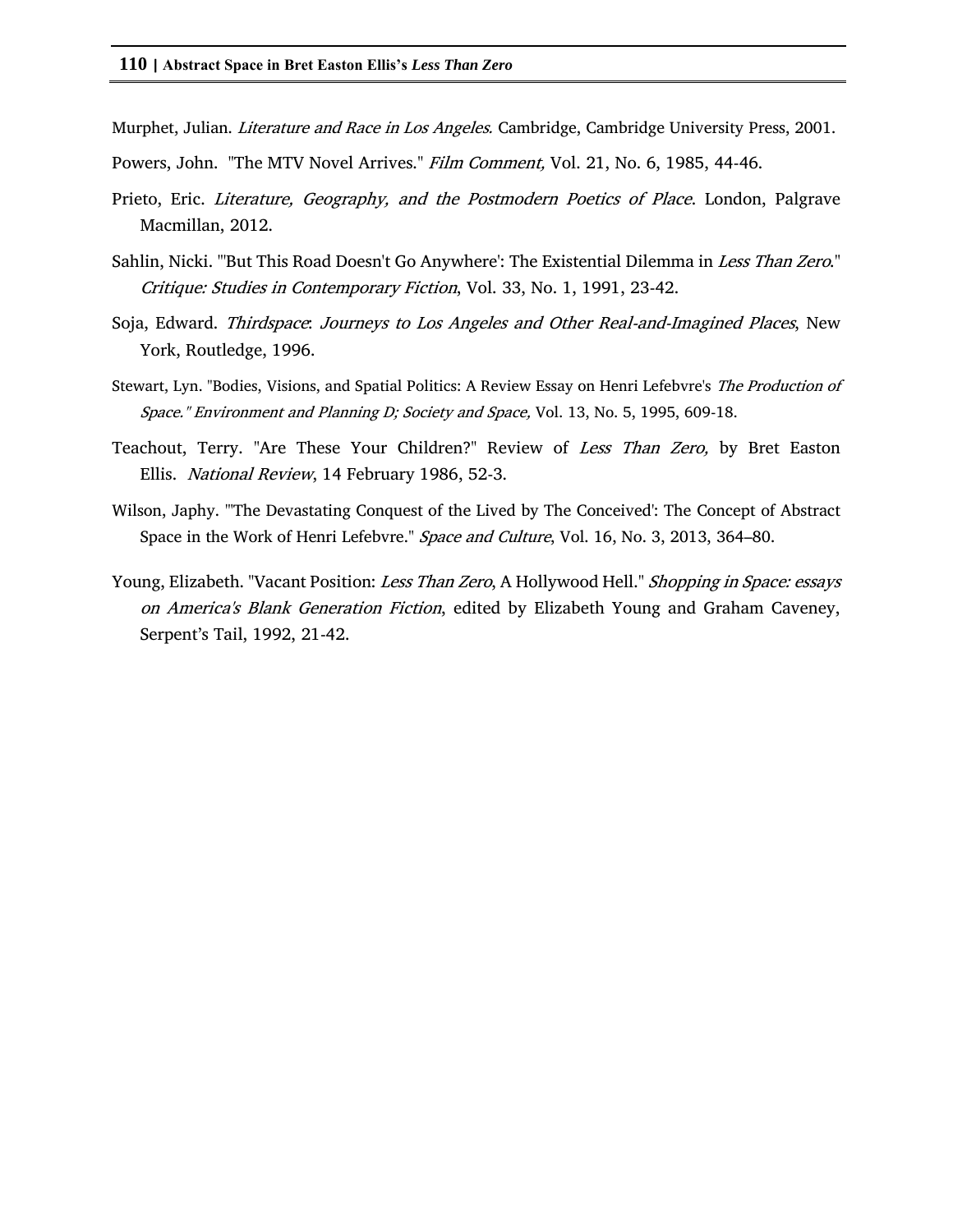Murphet, Julian. *Literature and Race in Los Angeles.* Cambridge, Cambridge University Press, 2001.

Powers, John. "The MTV Novel Arrives." *Film Comment,* Vol. 21, No. 6, 1985, 44-46.

Prieto, Eric. *Literature, Geography, and the Postmodern Poetics of Place*. London, Palgrave Macmillan, 2012.

Sahlin, Nicki. "'But This Road Doesn't Go Anywhere': The Existential Dilemma in *Less Than Zero*." *Critique: Studies in Contemporary Fiction*, Vol. 33, No. 1, 1991, 23-42.

Soja, Edward. *Thirdspace*: *Journeys to Los Angeles and Other Real-and-Imagined Places*, New York, Routledge, 1996.

Stewart, Lyn. "Bodies, Visions, and Spatial Politics: A Review Essay on Henri Lefebvre's *The Production of Space." Environment and Planning D; Society and Space,* Vol. 13, No. 5, 1995, 609-18.

Teachout, Terry. "Are These Your Children?" Review of *Less Than Zero,* by Bret Easton Ellis. *National Review*, 14 February 1986, 52-3.

Wilson, Japhy. "'The Devastating Conquest of the Lived by The Conceived': The Concept of Abstract Space in the Work of Henri Lefebvre." *Space and Culture*, Vol. 16, No. 3, 2013, 364–80.

Young, Elizabeth. "Vacant Position: *Less Than Zero*, A Hollywood Hell." *Shopping in Space: essays on America's Blank Generation Fiction*, edited by Elizabeth Young and Graham Caveney, Serpent's Tail, 1992, 21-42.